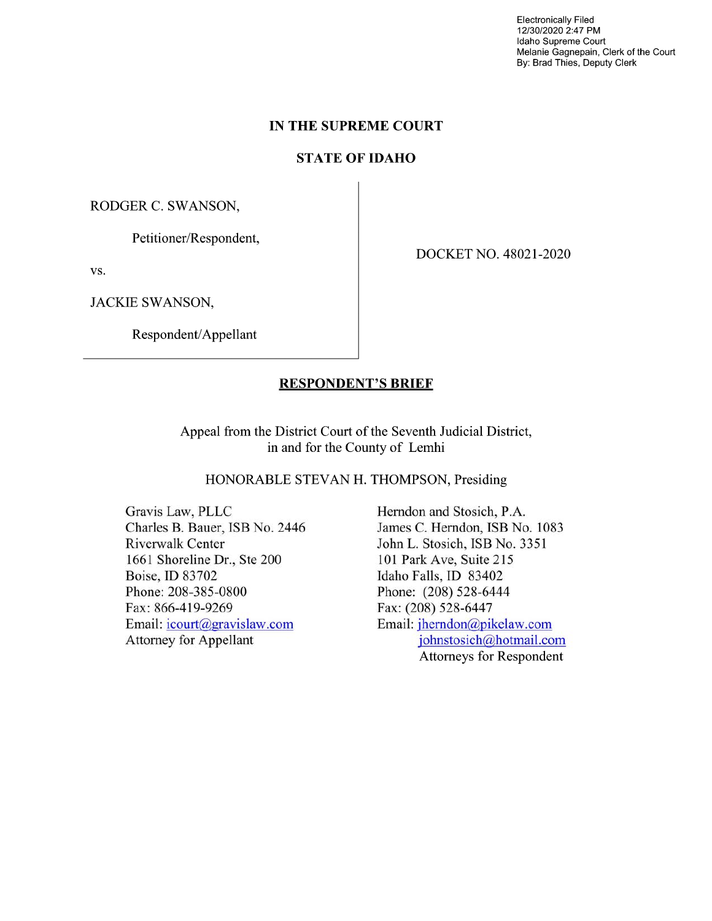Electronically Filed
12/30/2020 2:47 PM
Idaho Supreme Court
Melanie Gagnepain, Clerk of the Court
By: Brad Thies, Deputy Clerk

**IN THE SUPREME COURT**

**STATE OF IDAHO**

| | |
|---|---|
| RODGER C. SWANSON,<br><br>Petitioner/Respondent,<br><br>vs.<br><br>JACKIE SWANSON,<br><br>Respondent/Appellant | DOCKET NO. 48021-2020 |

**RESPONDENT'S BRIEF**

Appeal from the District Court of the Seventh Judicial District, in and for the County of Lemhi

HONORABLE STEVAN H. THOMPSON, Presiding

| | |
|---|---|
| Gravis Law, PLLC<br>Charles B. Bauer, ISB No. 2446<br>Riverwalk Center<br>1661 Shoreline Dr., Ste 200<br>Boise, ID 83702<br>Phone: 208-385-0800<br>Fax: 866-419-9269<br>Email: icourt@gravislaw.com<br>Attorney for Appellant | Herndon and Stosich, P.A.<br>James C. Herndon, ISB No. 1083<br>John L. Stosich, ISB No. 3351<br>101 Park Ave, Suite 215<br>Idaho Falls, ID 83402<br>Phone: (208) 528-6444<br>Fax: (208) 528-6447<br>Email: jherndon@pikelaw.com<br>johnstosich@hotmail.com<br>Attorneys for Respondent |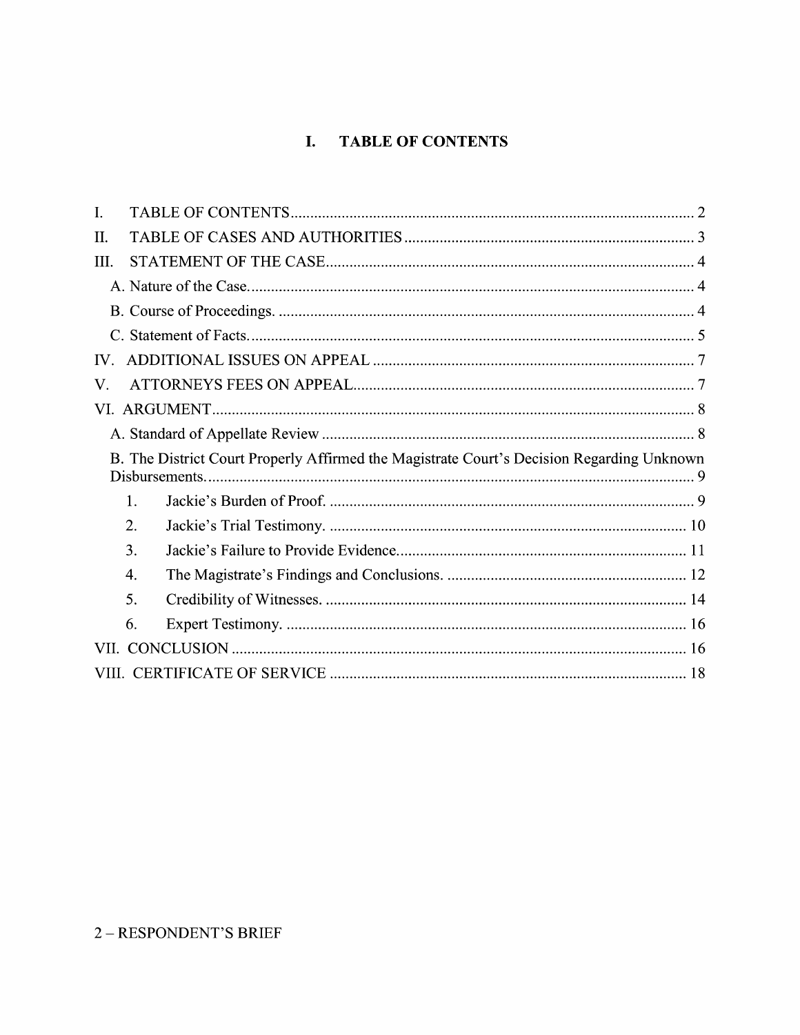# I. TABLE OF CONTENTS

I. TABLE OF CONTENTS ........................................................................................ 2

II. TABLE OF CASES AND AUTHORITIES ........................................................... 3

III. STATEMENT OF THE CASE ............................................................................ 4

A. Nature of the Case ................................................................................................ 4

B. Course of Proceedings. ......................................................................................... 4

C. Statement of Facts ................................................................................................ 5

IV. ADDITIONAL ISSUES ON APPEAL ................................................................ 7

V. ATTORNEYS FEES ON APPEAL ....................................................................... 7

VI. ARGUMENT ....................................................................................................... 8

A. Standard of Appellate Review ............................................................................. 8

B. The District Court Properly Affirmed the Magistrate Court's Decision Regarding Unknown Disbursements ........................................................................................................ 9

1. Jackie's Burden of Proof. ....................................................................................... 9

2. Jackie's Trial Testimony. ....................................................................................... 10

3. Jackie's Failure to Provide Evidence .................................................................... 11

4. The Magistrate's Findings and Conclusions. ........................................................ 12

5. Credibility of Witnesses. ....................................................................................... 14

6. Expert Testimony. .................................................................................................. 16

VII. CONCLUSION ................................................................................................... 16

VIII. CERTIFICATE OF SERVICE .......................................................................... 18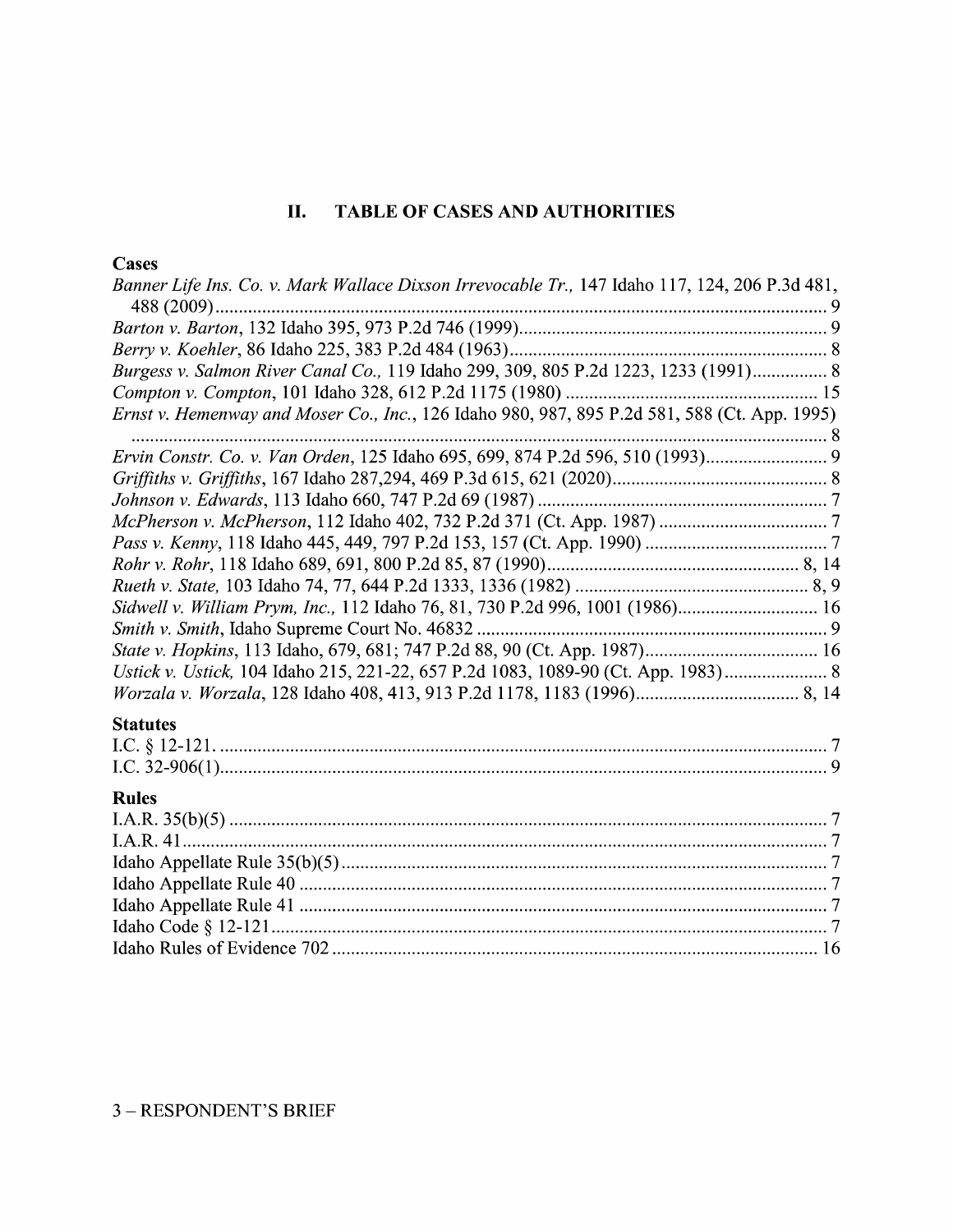## II. TABLE OF CASES AND AUTHORITIES

### Cases

*Banner Life Ins. Co. v. Mark Wallace Dixson Irrevocable Tr.,* 147 Idaho 117, 124, 206 P.3d 481, 488 (2009) ........................................ 9

*Barton v. Barton*, 132 Idaho 395, 973 P.2d 746 (1999) ........................................ 9

*Berry v. Koehler*, 86 Idaho 225, 383 P.2d 484 (1963) ........................................ 8

*Burgess v. Salmon River Canal Co.,* 119 Idaho 299, 309, 805 P.2d 1223, 1233 (1991) ........................................ 8

*Compton v. Compton*, 101 Idaho 328, 612 P.2d 1175 (1980) ........................................ 15

*Ernst v. Hemenway and Moser Co., Inc.*, 126 Idaho 980, 987, 895 P.2d 581, 588 (Ct. App. 1995) ........................................ 8

*Ervin Constr. Co. v. Van Orden*, 125 Idaho 695, 699, 874 P.2d 596, 510 (1993) ........................................ 9

*Griffiths v. Griffiths*, 167 Idaho 287,294, 469 P.3d 615, 621 (2020) ........................................ 8

*Johnson v. Edwards*, 113 Idaho 660, 747 P.2d 69 (1987) ........................................ 7

*McPherson v. McPherson*, 112 Idaho 402, 732 P.2d 371 (Ct. App. 1987) ........................................ 7

*Pass v. Kenny*, 118 Idaho 445, 449, 797 P.2d 153, 157 (Ct. App. 1990) ........................................ 7

*Rohr v. Rohr*, 118 Idaho 689, 691, 800 P.2d 85, 87 (1990) ........................................ 8, 14

*Rueth v. State,* 103 Idaho 74, 77, 644 P.2d 1333, 1336 (1982) ........................................ 8, 9

*Sidwell v. William Prym, Inc.,* 112 Idaho 76, 81, 730 P.2d 996, 1001 (1986) ........................................ 16

*Smith v. Smith*, Idaho Supreme Court No. 46832 ........................................ 9

*State v. Hopkins*, 113 Idaho, 679, 681; 747 P.2d 88, 90 (Ct. App. 1987) ........................................ 16

*Ustick v. Ustick,* 104 Idaho 215, 221-22, 657 P.2d 1083, 1089-90 (Ct. App. 1983) ........................................ 8

*Worzala v. Worzala*, 128 Idaho 408, 413, 913 P.2d 1178, 1183 (1996) ........................................ 8, 14

### Statutes

I.C. § 12-121. ........................................ 7

I.C. 32-906(1) ........................................ 9

### Rules

I.A.R. 35(b)(5) ........................................ 7

I.A.R. 41 ........................................ 7

Idaho Appellate Rule 35(b)(5) ........................................ 7

Idaho Appellate Rule 40 ........................................ 7

Idaho Appellate Rule 41 ........................................ 7

Idaho Code § 12-121 ........................................ 7

Idaho Rules of Evidence 702 ........................................ 16

3 – RESPONDENT'S BRIEF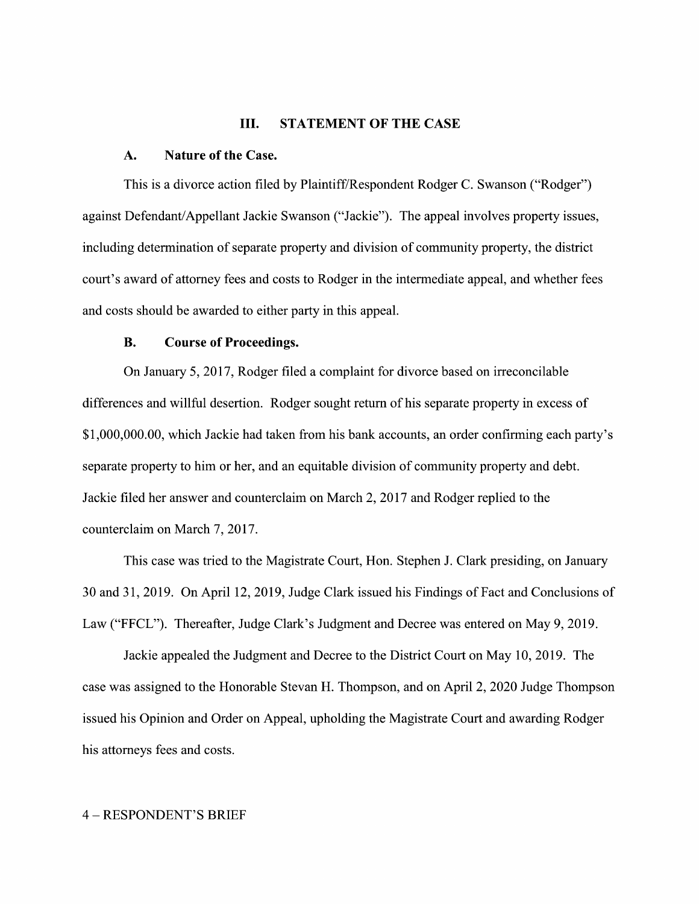## III. STATEMENT OF THE CASE

### A. Nature of the Case.

This is a divorce action filed by Plaintiff/Respondent Rodger C. Swanson ("Rodger") against Defendant/Appellant Jackie Swanson ("Jackie"). The appeal involves property issues, including determination of separate property and division of community property, the district court's award of attorney fees and costs to Rodger in the intermediate appeal, and whether fees and costs should be awarded to either party in this appeal.

### B. Course of Proceedings.

On January 5, 2017, Rodger filed a complaint for divorce based on irreconcilable differences and willful desertion. Rodger sought return of his separate property in excess of $1,000,000.00, which Jackie had taken from his bank accounts, an order confirming each party's separate property to him or her, and an equitable division of community property and debt. Jackie filed her answer and counterclaim on March 2, 2017 and Rodger replied to the counterclaim on March 7, 2017.

This case was tried to the Magistrate Court, Hon. Stephen J. Clark presiding, on January 30 and 31, 2019. On April 12, 2019, Judge Clark issued his Findings of Fact and Conclusions of Law ("FFCL"). Thereafter, Judge Clark's Judgment and Decree was entered on May 9, 2019.

Jackie appealed the Judgment and Decree to the District Court on May 10, 2019. The case was assigned to the Honorable Stevan H. Thompson, and on April 2, 2020 Judge Thompson issued his Opinion and Order on Appeal, upholding the Magistrate Court and awarding Rodger his attorneys fees and costs.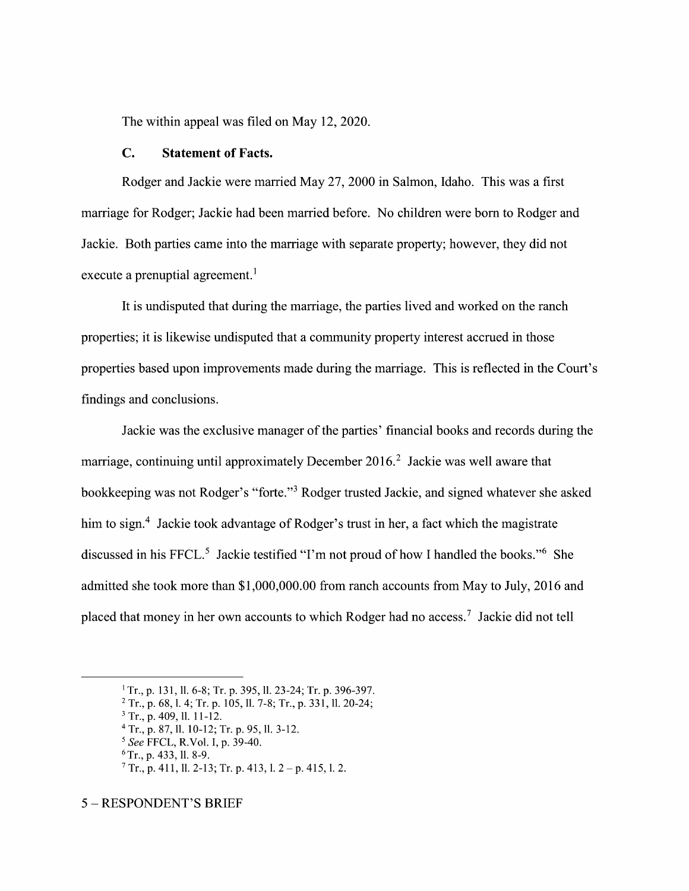The within appeal was filed on May 12, 2020.

### C. Statement of Facts.

Rodger and Jackie were married May 27, 2000 in Salmon, Idaho. This was a first marriage for Rodger; Jackie had been married before. No children were born to Rodger and Jackie. Both parties came into the marriage with separate property; however, they did not execute a prenuptial agreement.[1]

It is undisputed that during the marriage, the parties lived and worked on the ranch properties; it is likewise undisputed that a community property interest accrued in those properties based upon improvements made during the marriage. This is reflected in the Court's findings and conclusions.

Jackie was the exclusive manager of the parties' financial books and records during the marriage, continuing until approximately December 2016.[2] Jackie was well aware that bookkeeping was not Rodger's "forte."[3] Rodger trusted Jackie, and signed whatever she asked him to sign.[4] Jackie took advantage of Rodger's trust in her, a fact which the magistrate discussed in his FFCL.[5] Jackie testified "I'm not proud of how I handled the books."[6] She admitted she took more than $1,000,000.00 from ranch accounts from May to July, 2016 and placed that money in her own accounts to which Rodger had no access.[7] Jackie did not tell

---

[1] Tr., p. 131, ll. 6-8; Tr. p. 395, ll. 23-24; Tr. p. 396-397.

[2] Tr., p. 68, l. 4; Tr. p. 105, ll. 7-8; Tr., p. 331, ll. 20-24;

[3] Tr., p. 409, ll. 11-12.

[4] Tr., p. 87, ll. 10-12; Tr. p. 95, ll. 3-12.

[5] *See* FFCL, R.Vol. I, p. 39-40.

[6] Tr., p. 433, ll. 8-9.

[7] Tr., p. 411, ll. 2-13; Tr. p. 413, l. 2 – p. 415, l. 2.

5 – RESPONDENT'S BRIEF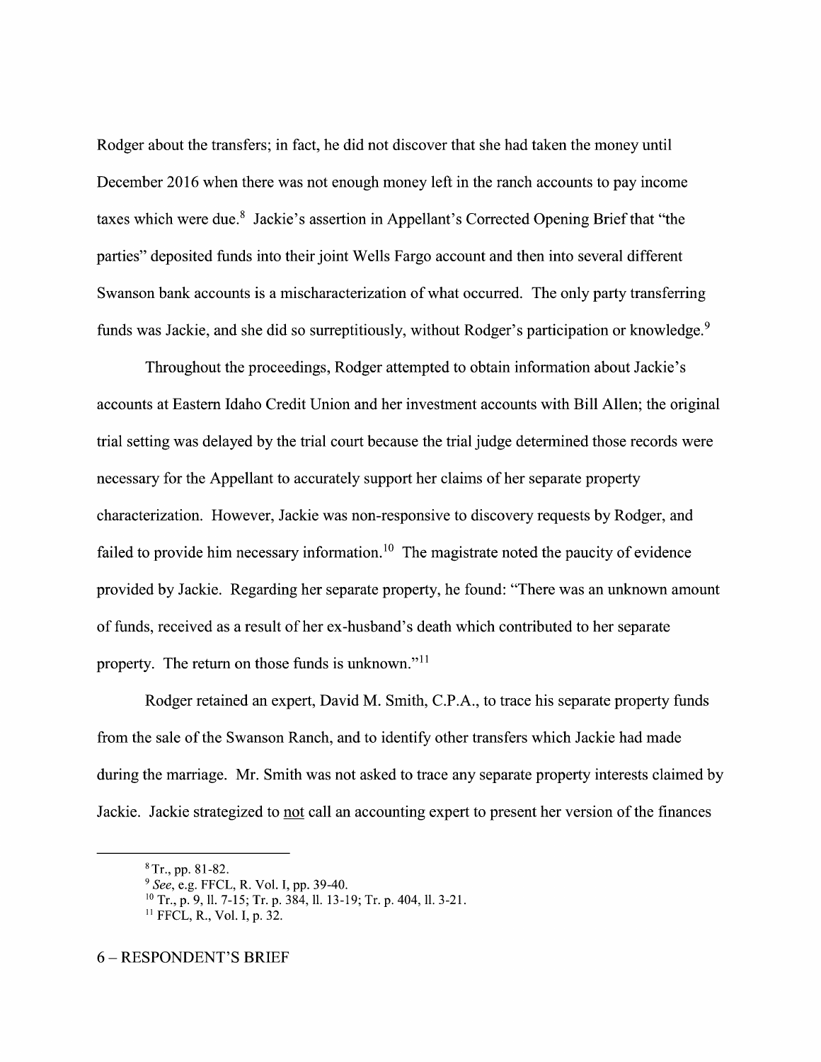Rodger about the transfers; in fact, he did not discover that she had taken the money until December 2016 when there was not enough money left in the ranch accounts to pay income taxes which were due.[8] Jackie's assertion in Appellant's Corrected Opening Brief that "the parties" deposited funds into their joint Wells Fargo account and then into several different Swanson bank accounts is a mischaracterization of what occurred. The only party transferring funds was Jackie, and she did so surreptitiously, without Rodger's participation or knowledge.[9]

Throughout the proceedings, Rodger attempted to obtain information about Jackie's accounts at Eastern Idaho Credit Union and her investment accounts with Bill Allen; the original trial setting was delayed by the trial court because the trial judge determined those records were necessary for the Appellant to accurately support her claims of her separate property characterization. However, Jackie was non-responsive to discovery requests by Rodger, and failed to provide him necessary information.[10] The magistrate noted the paucity of evidence provided by Jackie. Regarding her separate property, he found: "There was an unknown amount of funds, received as a result of her ex-husband's death which contributed to her separate property. The return on those funds is unknown."[11]

Rodger retained an expert, David M. Smith, C.P.A., to trace his separate property funds from the sale of the Swanson Ranch, and to identify other transfers which Jackie had made during the marriage. Mr. Smith was not asked to trace any separate property interests claimed by Jackie. Jackie strategized to <u>not</u> call an accounting expert to present her version of the finances

---

[8] Tr., pp. 81-82.

[9] *See*, e.g. FFCL, R. Vol. I, pp. 39-40.

[10] Tr., p. 9, ll. 7-15; Tr. p. 384, ll. 13-19; Tr. p. 404, ll. 3-21.

[11] FFCL, R., Vol. I, p. 32.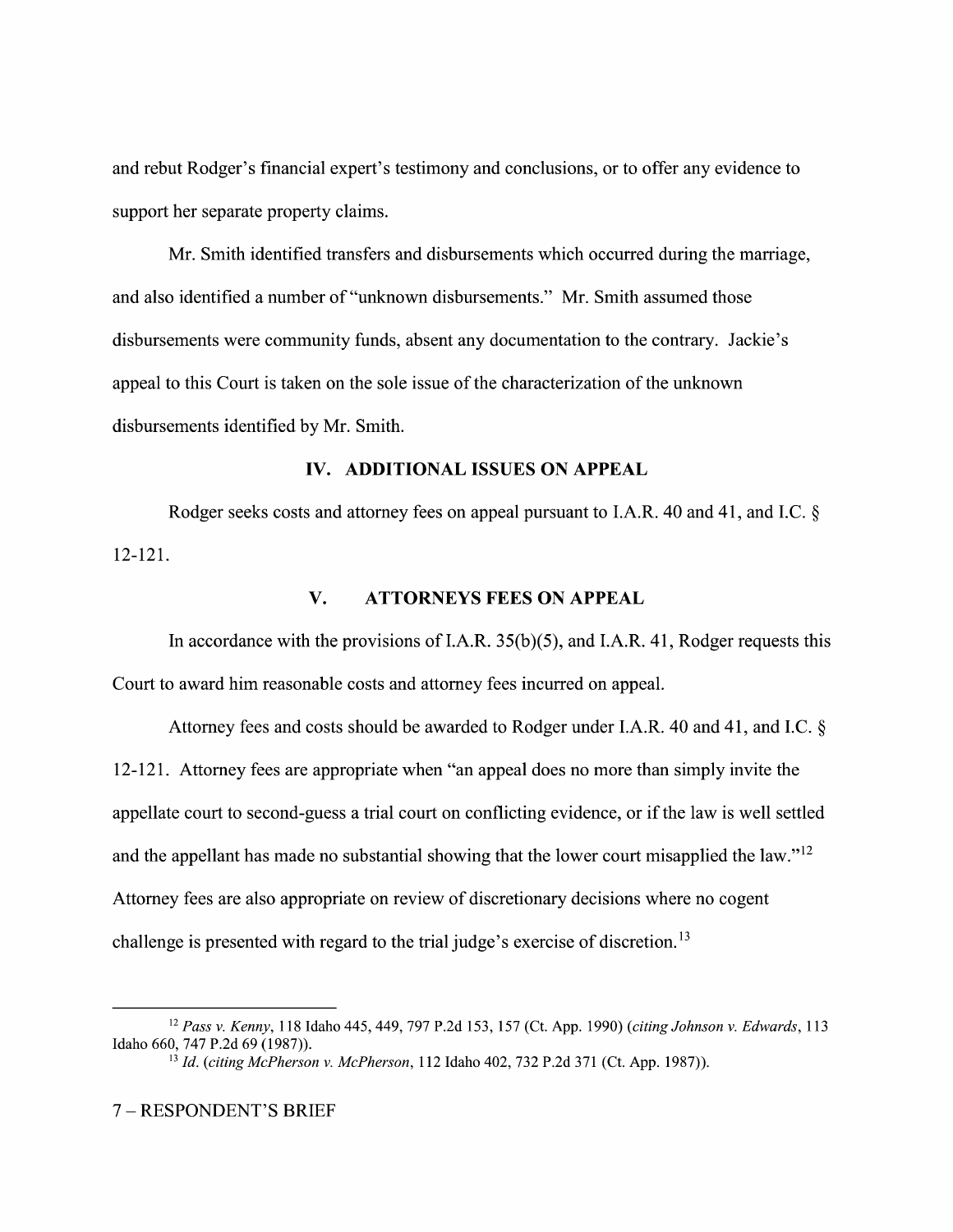and rebut Rodger's financial expert's testimony and conclusions, or to offer any evidence to support her separate property claims.

Mr. Smith identified transfers and disbursements which occurred during the marriage, and also identified a number of "unknown disbursements." Mr. Smith assumed those disbursements were community funds, absent any documentation to the contrary. Jackie's appeal to this Court is taken on the sole issue of the characterization of the unknown disbursements identified by Mr. Smith.

## IV. ADDITIONAL ISSUES ON APPEAL

Rodger seeks costs and attorney fees on appeal pursuant to I.A.R. 40 and 41, and I.C. § 12-121.

## V. ATTORNEYS FEES ON APPEAL

In accordance with the provisions of I.A.R. 35(b)(5), and I.A.R. 41, Rodger requests this Court to award him reasonable costs and attorney fees incurred on appeal.

Attorney fees and costs should be awarded to Rodger under I.A.R. 40 and 41, and I.C. § 12-121. Attorney fees are appropriate when "an appeal does no more than simply invite the appellate court to second-guess a trial court on conflicting evidence, or if the law is well settled and the appellant has made no substantial showing that the lower court misapplied the law."[12] Attorney fees are also appropriate on review of discretionary decisions where no cogent challenge is presented with regard to the trial judge's exercise of discretion.[13]

---

[12] *Pass v. Kenny*, 118 Idaho 445, 449, 797 P.2d 153, 157 (Ct. App. 1990) (*citing Johnson v. Edwards*, 113 Idaho 660, 747 P.2d 69 (1987)).

[13] *Id.* (*citing McPherson v. McPherson*, 112 Idaho 402, 732 P.2d 371 (Ct. App. 1987)).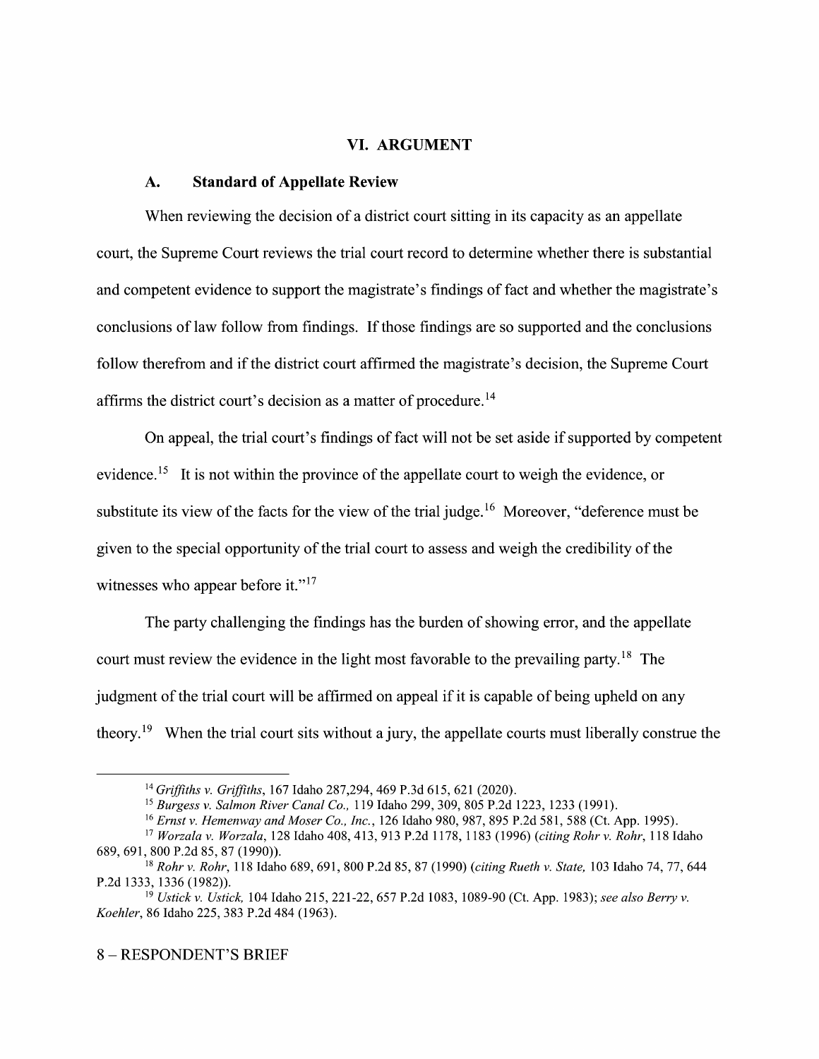## VI. ARGUMENT

### A. Standard of Appellate Review

When reviewing the decision of a district court sitting in its capacity as an appellate court, the Supreme Court reviews the trial court record to determine whether there is substantial and competent evidence to support the magistrate's findings of fact and whether the magistrate's conclusions of law follow from findings. If those findings are so supported and the conclusions follow therefrom and if the district court affirmed the magistrate's decision, the Supreme Court affirms the district court's decision as a matter of procedure.[14]

On appeal, the trial court's findings of fact will not be set aside if supported by competent evidence.[15] It is not within the province of the appellate court to weigh the evidence, or substitute its view of the facts for the view of the trial judge.[16] Moreover, "deference must be given to the special opportunity of the trial court to assess and weigh the credibility of the witnesses who appear before it."[17]

The party challenging the findings has the burden of showing error, and the appellate court must review the evidence in the light most favorable to the prevailing party.[18] The judgment of the trial court will be affirmed on appeal if it is capable of being upheld on any theory.[19] When the trial court sits without a jury, the appellate courts must liberally construe the

---

[14] *Griffiths v. Griffiths*, 167 Idaho 287,294, 469 P.3d 615, 621 (2020).

[15] *Burgess v. Salmon River Canal Co.,* 119 Idaho 299, 309, 805 P.2d 1223, 1233 (1991).

[16] *Ernst v. Hemenway and Moser Co., Inc.*, 126 Idaho 980, 987, 895 P.2d 581, 588 (Ct. App. 1995).

[17] *Worzala v. Worzala*, 128 Idaho 408, 413, 913 P.2d 1178, 1183 (1996) (*citing Rohr v. Rohr*, 118 Idaho 689, 691, 800 P.2d 85, 87 (1990)).

[18] *Rohr v. Rohr*, 118 Idaho 689, 691, 800 P.2d 85, 87 (1990) (*citing Rueth v. State,* 103 Idaho 74, 77, 644 P.2d 1333, 1336 (1982)).

[19] *Ustick v. Ustick,* 104 Idaho 215, 221-22, 657 P.2d 1083, 1089-90 (Ct. App. 1983); *see also Berry v. Koehler*, 86 Idaho 225, 383 P.2d 484 (1963).

8 – RESPONDENT'S BRIEF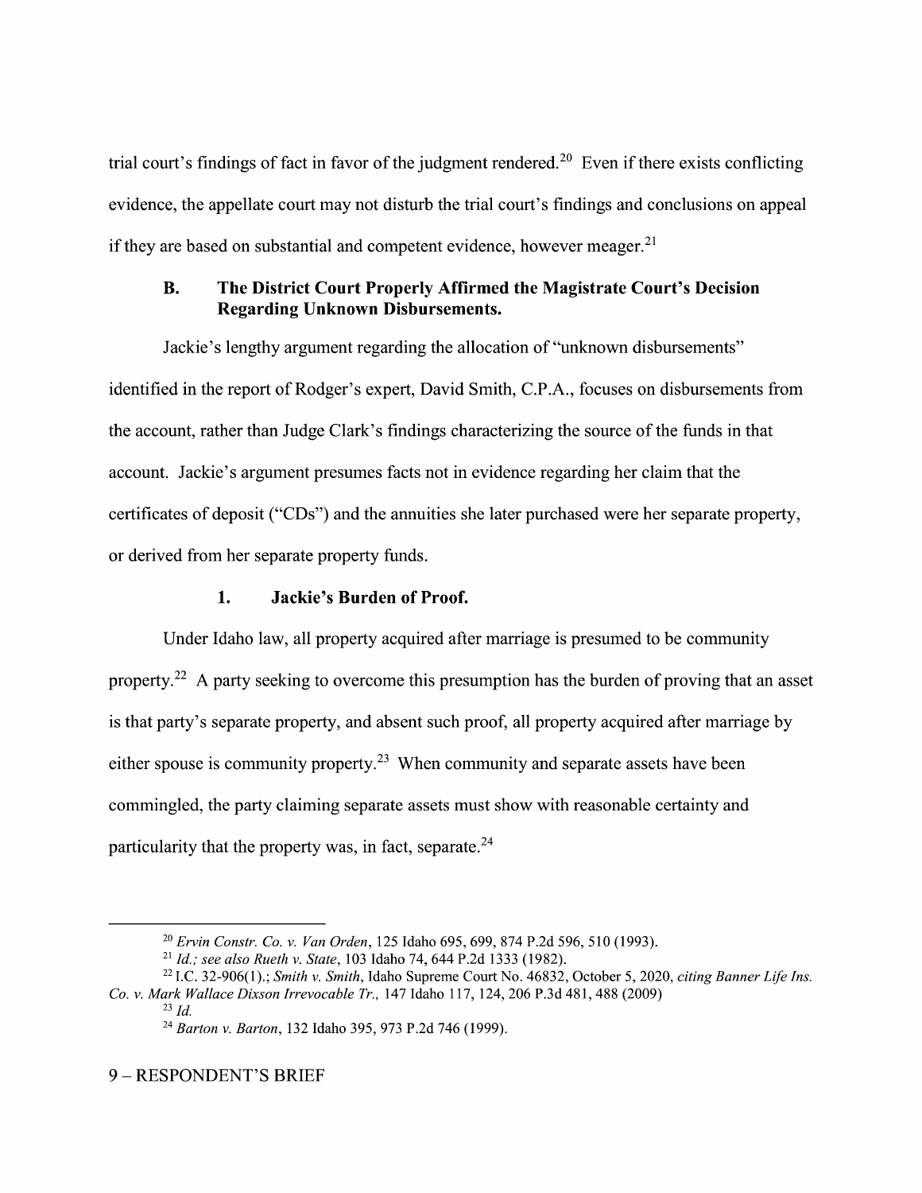trial court's findings of fact in favor of the judgment rendered.[20] Even if there exists conflicting evidence, the appellate court may not disturb the trial court's findings and conclusions on appeal if they are based on substantial and competent evidence, however meager.[21]

### B. The District Court Properly Affirmed the Magistrate Court's Decision Regarding Unknown Disbursements.

Jackie's lengthy argument regarding the allocation of "unknown disbursements" identified in the report of Rodger's expert, David Smith, C.P.A., focuses on disbursements from the account, rather than Judge Clark's findings characterizing the source of the funds in that account. Jackie's argument presumes facts not in evidence regarding her claim that the certificates of deposit ("CDs") and the annuities she later purchased were her separate property, or derived from her separate property funds.

#### 1. Jackie's Burden of Proof.

Under Idaho law, all property acquired after marriage is presumed to be community property.[22] A party seeking to overcome this presumption has the burden of proving that an asset is that party's separate property, and absent such proof, all property acquired after marriage by either spouse is community property.[23] When community and separate assets have been commingled, the party claiming separate assets must show with reasonable certainty and particularity that the property was, in fact, separate.[24]

---

[20] *Ervin Constr. Co. v. Van Orden*, 125 Idaho 695, 699, 874 P.2d 596, 510 (1993).

[21] *Id.; see also Rueth v. State*, 103 Idaho 74, 644 P.2d 1333 (1982).

[22] I.C. 32-906(1).; *Smith v. Smith*, Idaho Supreme Court No. 46832, October 5, 2020, *citing Banner Life Ins. Co. v. Mark Wallace Dixson Irrevocable Tr.,* 147 Idaho 117, 124, 206 P.3d 481, 488 (2009)

[23] *Id.*

[24] *Barton v. Barton*, 132 Idaho 395, 973 P.2d 746 (1999).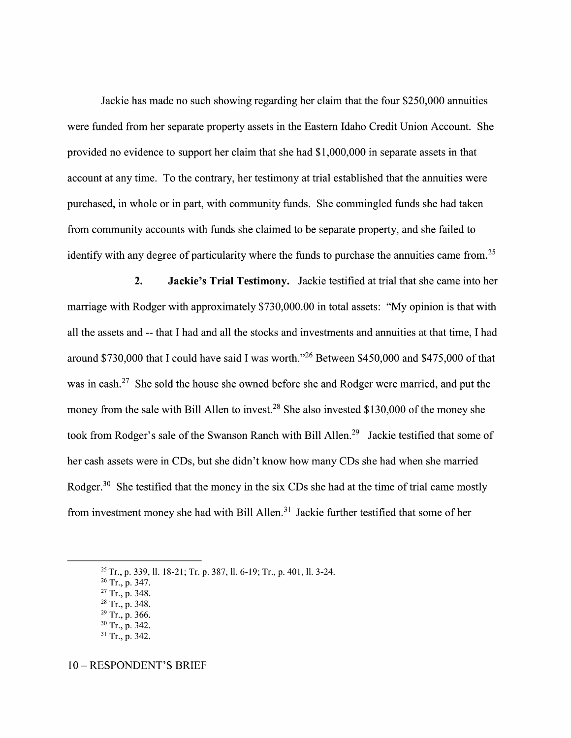Jackie has made no such showing regarding her claim that the four $250,000 annuities were funded from her separate property assets in the Eastern Idaho Credit Union Account. She provided no evidence to support her claim that she had $1,000,000 in separate assets in that account at any time. To the contrary, her testimony at trial established that the annuities were purchased, in whole or in part, with community funds. She commingled funds she had taken from community accounts with funds she claimed to be separate property, and she failed to identify with any degree of particularity where the funds to purchase the annuities came from.[25]

**2. Jackie's Trial Testimony.** Jackie testified at trial that she came into her marriage with Rodger with approximately $730,000.00 in total assets: "My opinion is that with all the assets and -- that I had and all the stocks and investments and annuities at that time, I had around $730,000 that I could have said I was worth."[26] Between $450,000 and $475,000 of that was in cash.[27] She sold the house she owned before she and Rodger were married, and put the money from the sale with Bill Allen to invest.[28] She also invested $130,000 of the money she took from Rodger's sale of the Swanson Ranch with Bill Allen.[29] Jackie testified that some of her cash assets were in CDs, but she didn't know how many CDs she had when she married Rodger.[30] She testified that the money in the six CDs she had at the time of trial came mostly from investment money she had with Bill Allen.[31] Jackie further testified that some of her

---

[25] Tr., p. 339, ll. 18-21; Tr. p. 387, ll. 6-19; Tr., p. 401, ll. 3-24.

[26] Tr., p. 347.

[27] Tr., p. 348.

[28] Tr., p. 348.

[29] Tr., p. 366.

[30] Tr., p. 342.

[31] Tr., p. 342.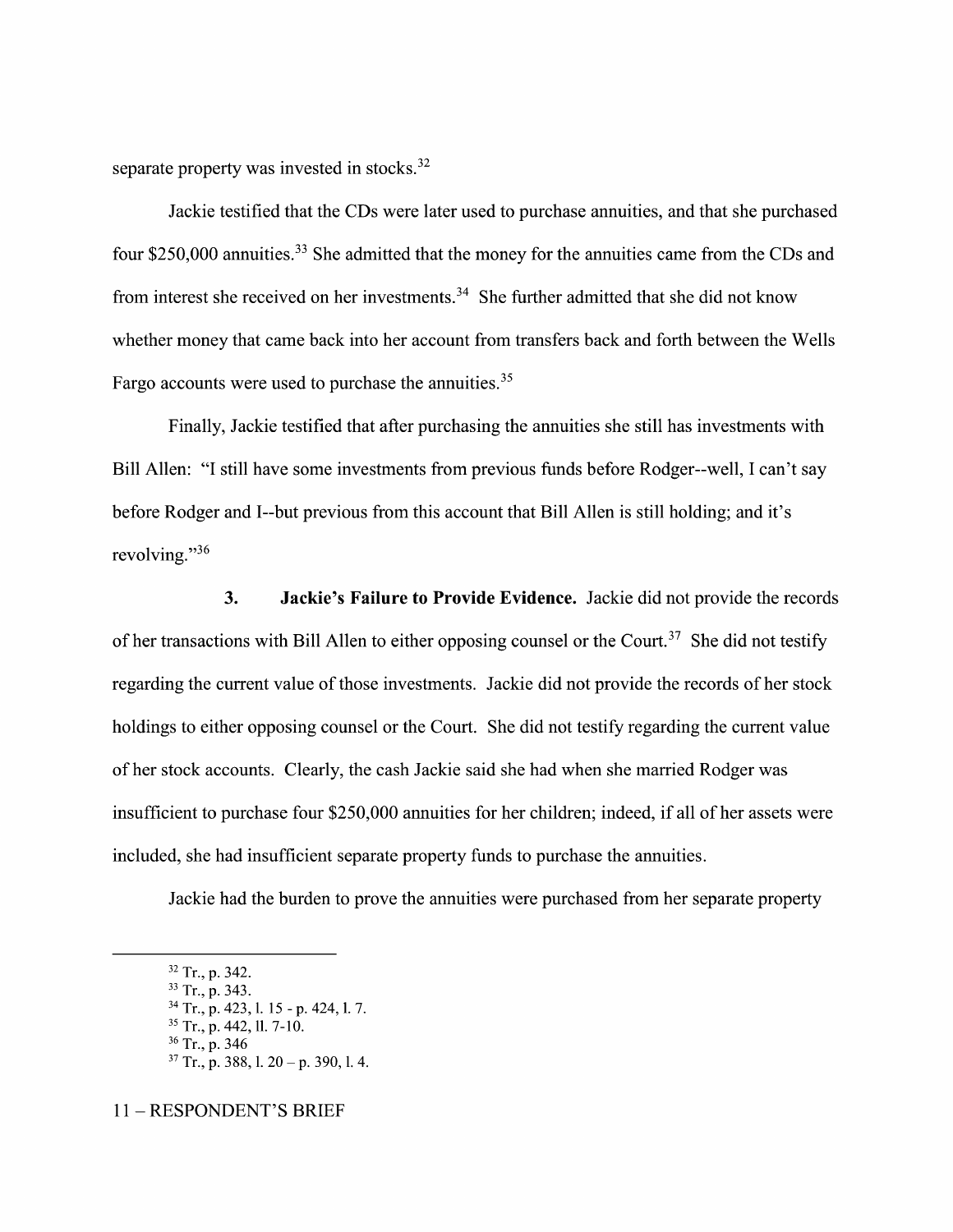separate property was invested in stocks.[32]

Jackie testified that the CDs were later used to purchase annuities, and that she purchased four $250,000 annuities.[33] She admitted that the money for the annuities came from the CDs and from interest she received on her investments.[34] She further admitted that she did not know whether money that came back into her account from transfers back and forth between the Wells Fargo accounts were used to purchase the annuities.[35]

Finally, Jackie testified that after purchasing the annuities she still has investments with Bill Allen: "I still have some investments from previous funds before Rodger--well, I can't say before Rodger and I--but previous from this account that Bill Allen is still holding; and it's revolving."[36]

**3. Jackie's Failure to Provide Evidence.** Jackie did not provide the records of her transactions with Bill Allen to either opposing counsel or the Court.[37] She did not testify regarding the current value of those investments. Jackie did not provide the records of her stock holdings to either opposing counsel or the Court. She did not testify regarding the current value of her stock accounts. Clearly, the cash Jackie said she had when she married Rodger was insufficient to purchase four $250,000 annuities for her children; indeed, if all of her assets were included, she had insufficient separate property funds to purchase the annuities.

Jackie had the burden to prove the annuities were purchased from her separate property

---

[32] Tr., p. 342.
[33] Tr., p. 343.
[34] Tr., p. 423, l. 15 - p. 424, l. 7.
[35] Tr., p. 442, ll. 7-10.
[36] Tr., p. 346
[37] Tr., p. 388, l. 20 – p. 390, l. 4.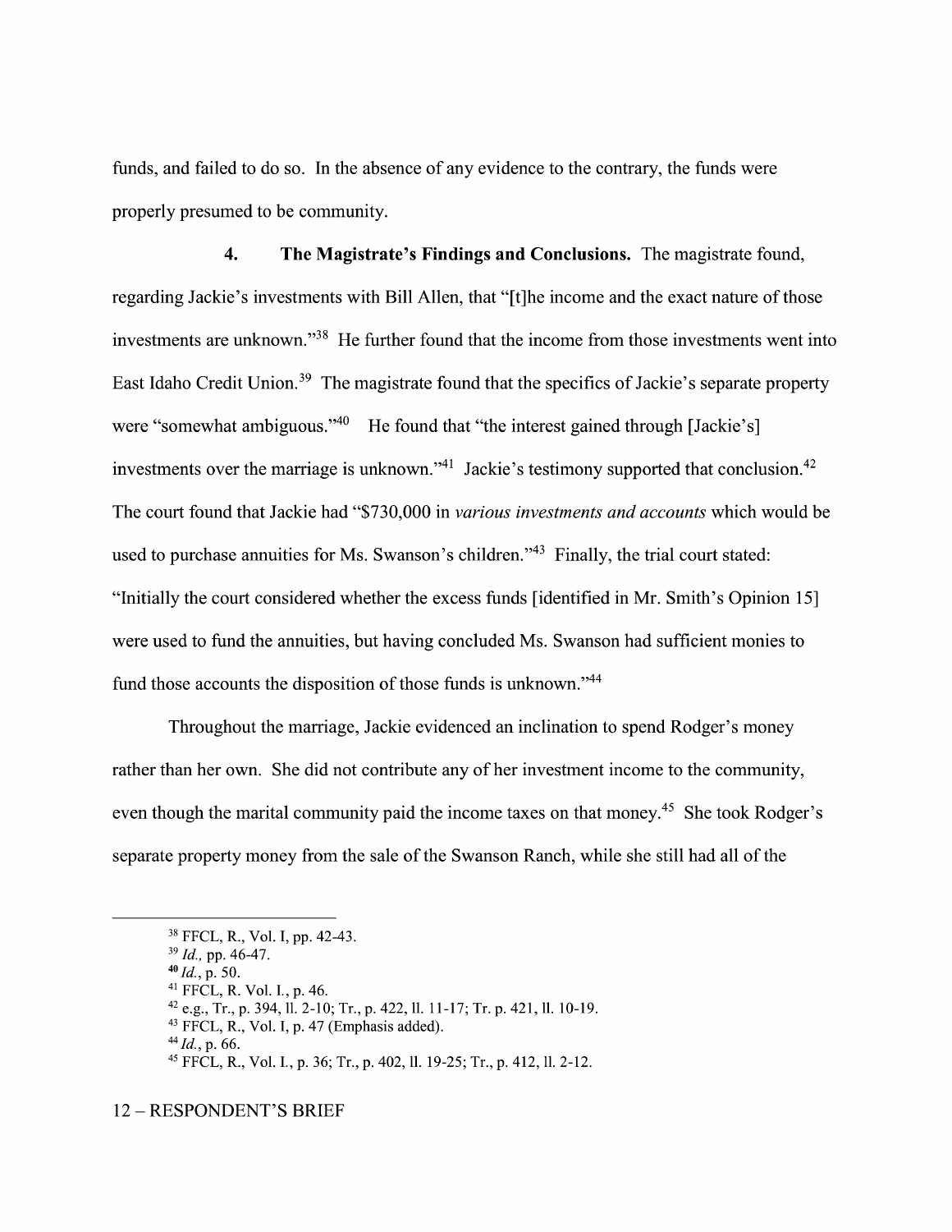funds, and failed to do so. In the absence of any evidence to the contrary, the funds were properly presumed to be community.

**4. The Magistrate's Findings and Conclusions.** The magistrate found, regarding Jackie's investments with Bill Allen, that "[t]he income and the exact nature of those investments are unknown."[38] He further found that the income from those investments went into East Idaho Credit Union.[39] The magistrate found that the specifics of Jackie's separate property were "somewhat ambiguous."[40] He found that "the interest gained through [Jackie's] investments over the marriage is unknown."[41] Jackie's testimony supported that conclusion.[42] The court found that Jackie had "$730,000 in *various investments and accounts* which would be used to purchase annuities for Ms. Swanson's children."[43] Finally, the trial court stated: "Initially the court considered whether the excess funds [identified in Mr. Smith's Opinion 15] were used to fund the annuities, but having concluded Ms. Swanson had sufficient monies to fund those accounts the disposition of those funds is unknown."[44]

Throughout the marriage, Jackie evidenced an inclination to spend Rodger's money rather than her own. She did not contribute any of her investment income to the community, even though the marital community paid the income taxes on that money.[45] She took Rodger's separate property money from the sale of the Swanson Ranch, while she still had all of the

---

[38] FFCL, R., Vol. I, pp. 42-43.

[39] *Id.,* pp. 46-47.

[40] *Id.*, p. 50.

[41] FFCL, R. Vol. I., p. 46.

[42] e.g., Tr., p. 394, ll. 2-10; Tr., p. 422, ll. 11-17; Tr. p. 421, ll. 10-19.

[43] FFCL, R., Vol. I, p. 47 (Emphasis added).

[44] *Id.*, p. 66.

[45] FFCL, R., Vol. I., p. 36; Tr., p. 402, ll. 19-25; Tr., p. 412, ll. 2-12.

12 – RESPONDENT'S BRIEF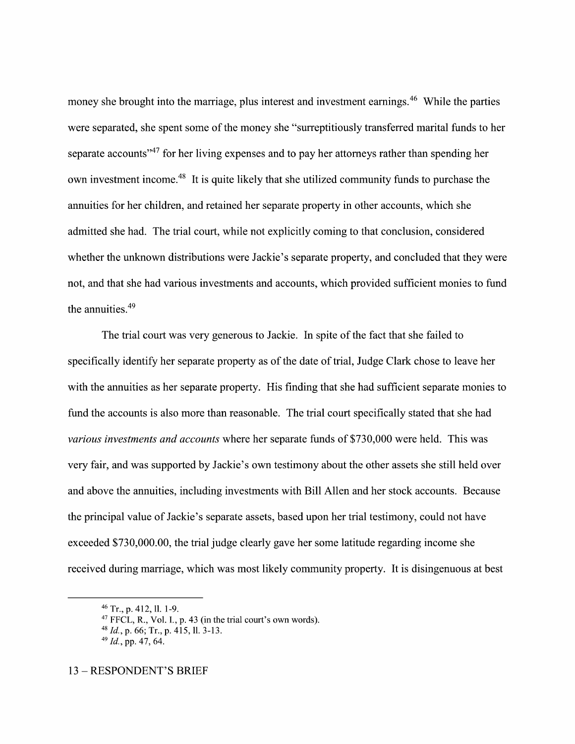money she brought into the marriage, plus interest and investment earnings.[46] While the parties were separated, she spent some of the money she "surreptitiously transferred marital funds to her separate accounts"[47] for her living expenses and to pay her attorneys rather than spending her own investment income.[48] It is quite likely that she utilized community funds to purchase the annuities for her children, and retained her separate property in other accounts, which she admitted she had. The trial court, while not explicitly coming to that conclusion, considered whether the unknown distributions were Jackie's separate property, and concluded that they were not, and that she had various investments and accounts, which provided sufficient monies to fund the annuities.[49]

The trial court was very generous to Jackie. In spite of the fact that she failed to specifically identify her separate property as of the date of trial, Judge Clark chose to leave her with the annuities as her separate property. His finding that she had sufficient separate monies to fund the accounts is also more than reasonable. The trial court specifically stated that she had *various investments and accounts* where her separate funds of $730,000 were held. This was very fair, and was supported by Jackie's own testimony about the other assets she still held over and above the annuities, including investments with Bill Allen and her stock accounts. Because the principal value of Jackie's separate assets, based upon her trial testimony, could not have exceeded $730,000.00, the trial judge clearly gave her some latitude regarding income she received during marriage, which was most likely community property. It is disingenuous at best

---

[46] Tr., p. 412, ll. 1-9.

[47] FFCL, R., Vol. I., p. 43 (in the trial court's own words).

[48] *Id.*, p. 66; Tr., p. 415, ll. 3-13.

[49] *Id.*, pp. 47, 64.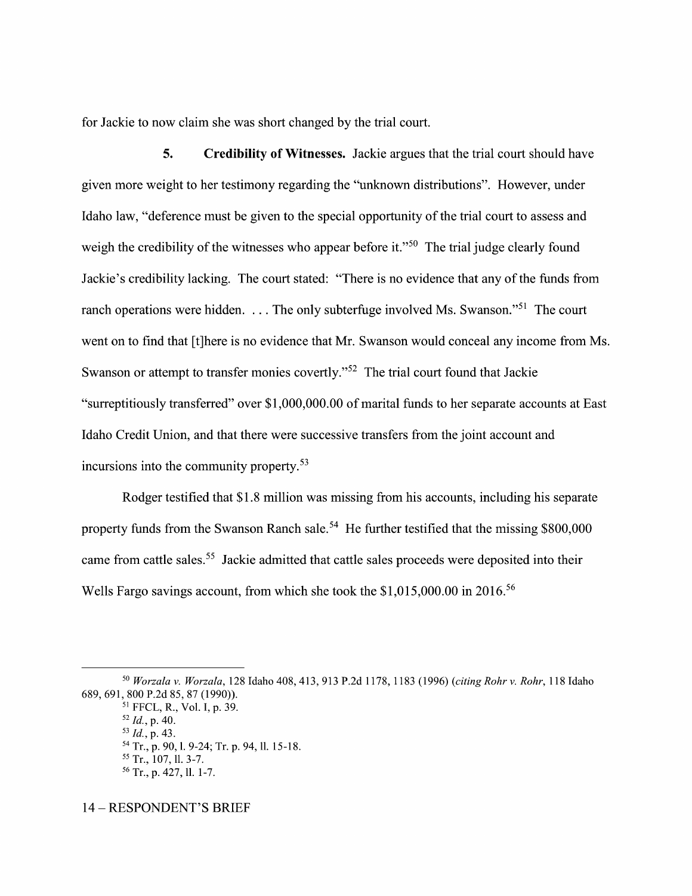for Jackie to now claim she was short changed by the trial court.

**5. Credibility of Witnesses.** Jackie argues that the trial court should have given more weight to her testimony regarding the "unknown distributions". However, under Idaho law, "deference must be given to the special opportunity of the trial court to assess and weigh the credibility of the witnesses who appear before it."[50] The trial judge clearly found Jackie's credibility lacking. The court stated: "There is no evidence that any of the funds from ranch operations were hidden. . . . The only subterfuge involved Ms. Swanson."[51] The court went on to find that [t]here is no evidence that Mr. Swanson would conceal any income from Ms. Swanson or attempt to transfer monies covertly."[52] The trial court found that Jackie "surreptitiously transferred" over $1,000,000.00 of marital funds to her separate accounts at East Idaho Credit Union, and that there were successive transfers from the joint account and incursions into the community property.[53]

Rodger testified that $1.8 million was missing from his accounts, including his separate property funds from the Swanson Ranch sale.[54] He further testified that the missing $800,000 came from cattle sales.[55] Jackie admitted that cattle sales proceeds were deposited into their Wells Fargo savings account, from which she took the $1,015,000.00 in 2016.[56]

---

[50] *Worzala v. Worzala*, 128 Idaho 408, 413, 913 P.2d 1178, 1183 (1996) (*citing Rohr v. Rohr*, 118 Idaho 689, 691, 800 P.2d 85, 87 (1990)).

[51] FFCL, R., Vol. I, p. 39.

[52] *Id.*, p. 40.

[53] *Id.*, p. 43.

[54] Tr., p. 90, l. 9-24; Tr. p. 94, ll. 15-18.

[55] Tr., 107, ll. 3-7.

[56] Tr., p. 427, ll. 1-7.

14 – RESPONDENT'S BRIEF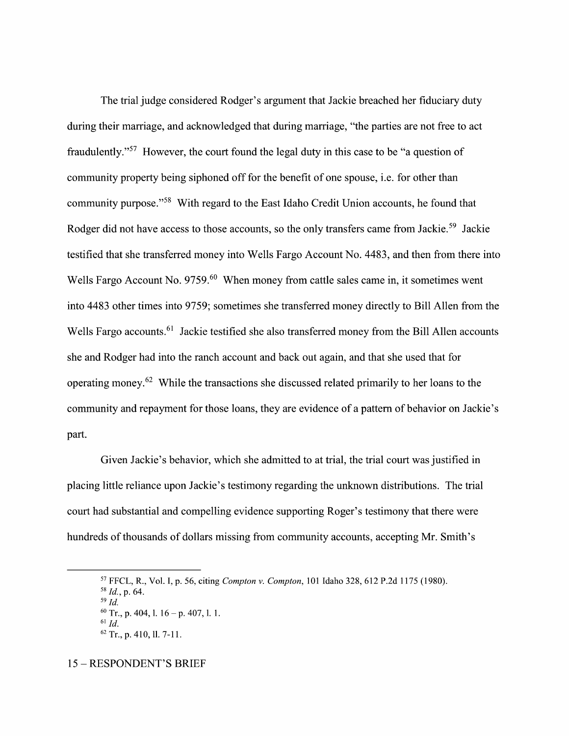The trial judge considered Rodger's argument that Jackie breached her fiduciary duty during their marriage, and acknowledged that during marriage, "the parties are not free to act fraudulently."[57] However, the court found the legal duty in this case to be "a question of community property being siphoned off for the benefit of one spouse, i.e. for other than community purpose."[58] With regard to the East Idaho Credit Union accounts, he found that Rodger did not have access to those accounts, so the only transfers came from Jackie.[59] Jackie testified that she transferred money into Wells Fargo Account No. 4483, and then from there into Wells Fargo Account No. 9759.[60] When money from cattle sales came in, it sometimes went into 4483 other times into 9759; sometimes she transferred money directly to Bill Allen from the Wells Fargo accounts.[61] Jackie testified she also transferred money from the Bill Allen accounts she and Rodger had into the ranch account and back out again, and that she used that for operating money.[62] While the transactions she discussed related primarily to her loans to the community and repayment for those loans, they are evidence of a pattern of behavior on Jackie's part.

Given Jackie's behavior, which she admitted to at trial, the trial court was justified in placing little reliance upon Jackie's testimony regarding the unknown distributions. The trial court had substantial and compelling evidence supporting Roger's testimony that there were hundreds of thousands of dollars missing from community accounts, accepting Mr. Smith's

---

[57] FFCL, R., Vol. I, p. 56, citing *Compton v. Compton*, 101 Idaho 328, 612 P.2d 1175 (1980).

[58] *Id.*, p. 64.

[59] *Id.*

[60] Tr., p. 404, l. 16 – p. 407, l. 1.

[61] *Id.*

[62] Tr., p. 410, ll. 7-11.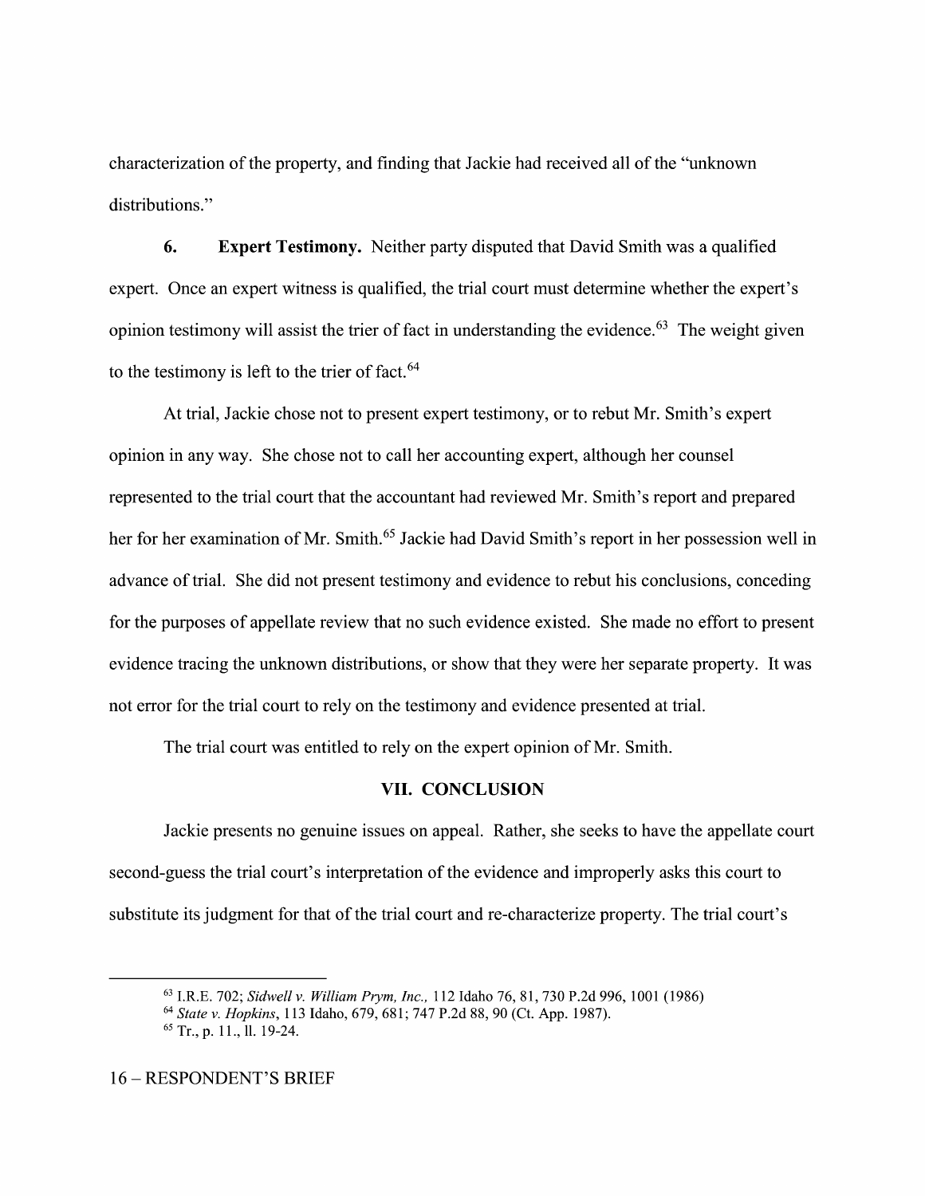characterization of the property, and finding that Jackie had received all of the "unknown distributions."

**6. Expert Testimony.** Neither party disputed that David Smith was a qualified expert. Once an expert witness is qualified, the trial court must determine whether the expert's opinion testimony will assist the trier of fact in understanding the evidence.[63] The weight given to the testimony is left to the trier of fact.[64]

At trial, Jackie chose not to present expert testimony, or to rebut Mr. Smith's expert opinion in any way. She chose not to call her accounting expert, although her counsel represented to the trial court that the accountant had reviewed Mr. Smith's report and prepared her for her examination of Mr. Smith.[65] Jackie had David Smith's report in her possession well in advance of trial. She did not present testimony and evidence to rebut his conclusions, conceding for the purposes of appellate review that no such evidence existed. She made no effort to present evidence tracing the unknown distributions, or show that they were her separate property. It was not error for the trial court to rely on the testimony and evidence presented at trial.

The trial court was entitled to rely on the expert opinion of Mr. Smith.

## VII. CONCLUSION

Jackie presents no genuine issues on appeal. Rather, she seeks to have the appellate court second-guess the trial court's interpretation of the evidence and improperly asks this court to substitute its judgment for that of the trial court and re-characterize property. The trial court's

---

[63] I.R.E. 702; *Sidwell v. William Prym, Inc.,* 112 Idaho 76, 81, 730 P.2d 996, 1001 (1986)

[64] *State v. Hopkins*, 113 Idaho, 679, 681; 747 P.2d 88, 90 (Ct. App. 1987).

[65] Tr., p. 11., ll. 19-24.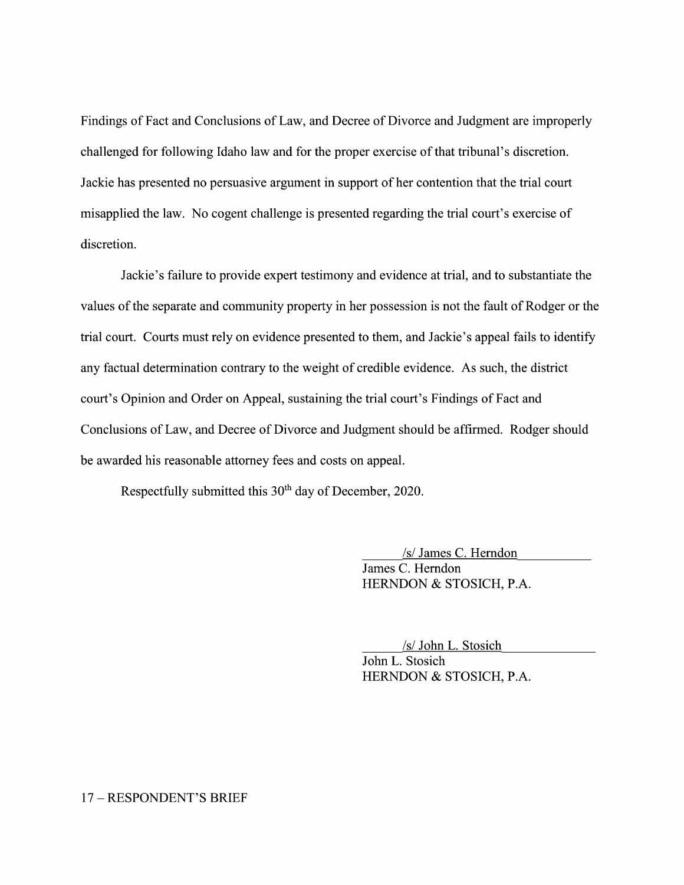Findings of Fact and Conclusions of Law, and Decree of Divorce and Judgment are improperly challenged for following Idaho law and for the proper exercise of that tribunal's discretion. Jackie has presented no persuasive argument in support of her contention that the trial court misapplied the law. No cogent challenge is presented regarding the trial court's exercise of discretion.

Jackie's failure to provide expert testimony and evidence at trial, and to substantiate the values of the separate and community property in her possession is not the fault of Rodger or the trial court. Courts must rely on evidence presented to them, and Jackie's appeal fails to identify any factual determination contrary to the weight of credible evidence. As such, the district court's Opinion and Order on Appeal, sustaining the trial court's Findings of Fact and Conclusions of Law, and Decree of Divorce and Judgment should be affirmed. Rodger should be awarded his reasonable attorney fees and costs on appeal.

Respectfully submitted this 30th day of December, 2020.

/s/ James C. Herndon
James C. Herndon
HERNDON & STOSICH, P.A.

/s/ John L. Stosich
John L. Stosich
HERNDON & STOSICH, P.A.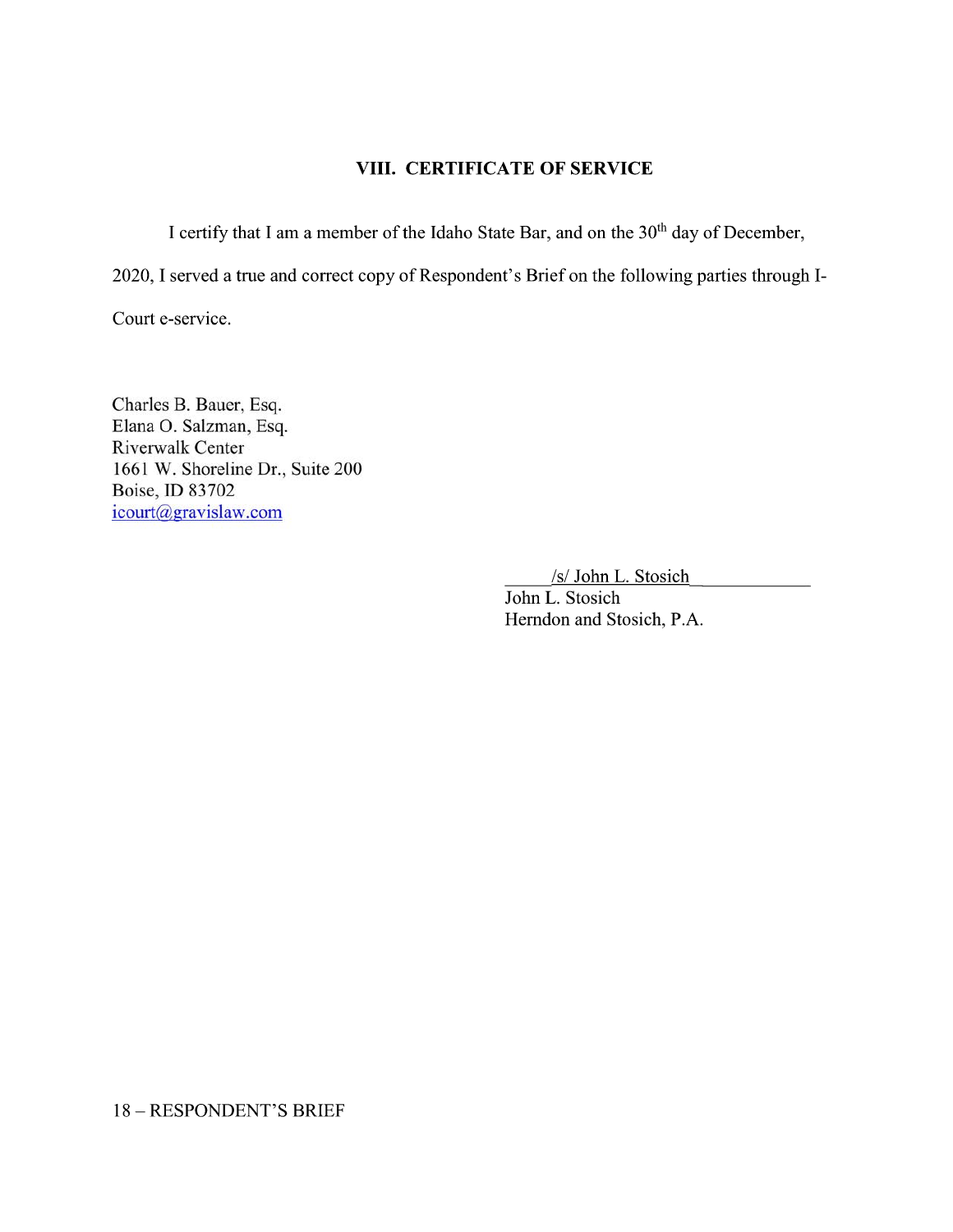## VIII. CERTIFICATE OF SERVICE

I certify that I am a member of the Idaho State Bar, and on the 30th day of December, 2020, I served a true and correct copy of Respondent's Brief on the following parties through I-Court e-service.

Charles B. Bauer, Esq.
Elana O. Salzman, Esq.
Riverwalk Center
1661 W. Shoreline Dr., Suite 200
Boise, ID 83702
icourt@gravislaw.com

/s/ John L. Stosich
John L. Stosich
Herndon and Stosich, P.A.